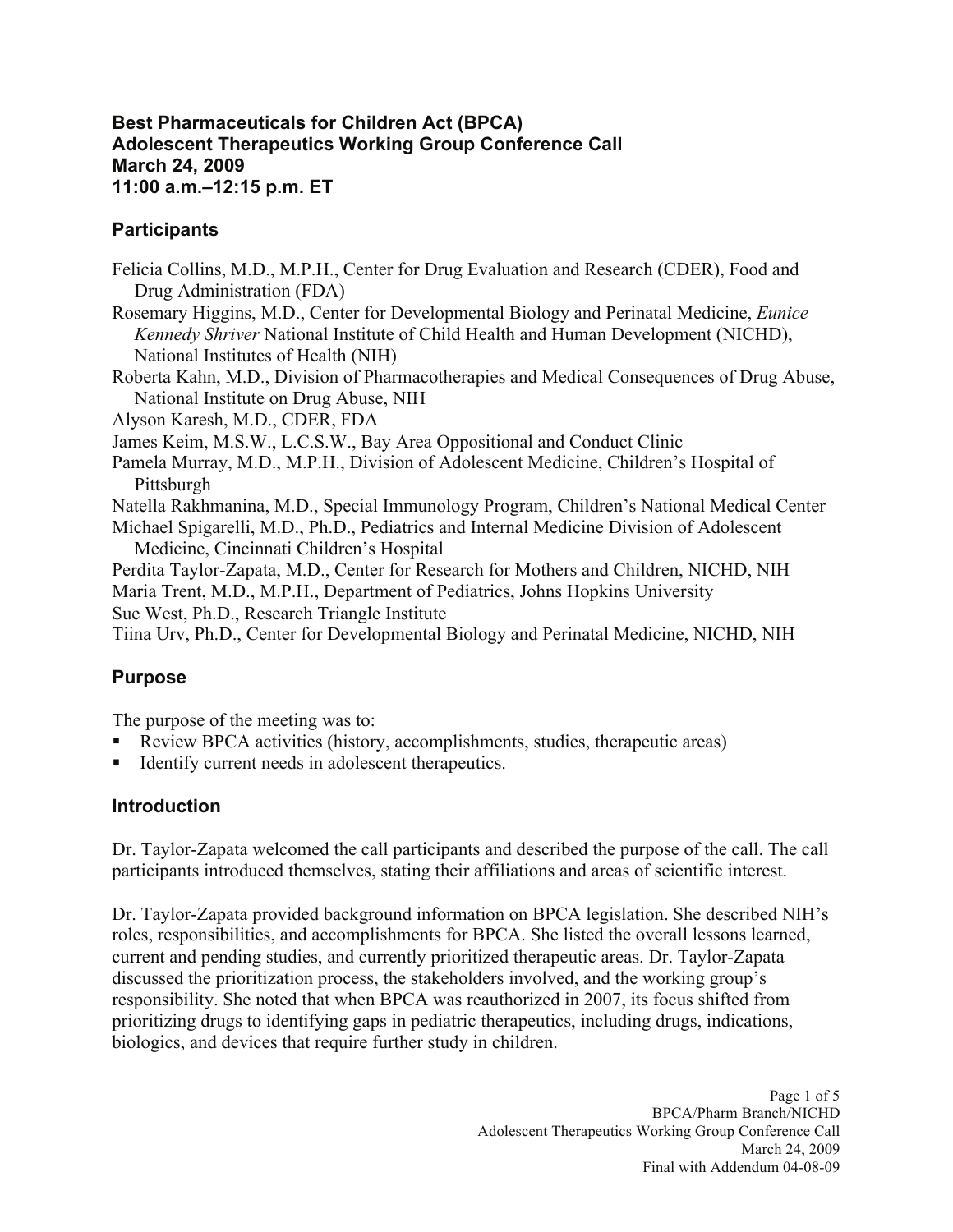# Best Pharmaceuticals for Children Act (BPCA)
# Adolescent Therapeutics Working Group Conference Call
# March 24, 2009
# 11:00 a.m.–12:15 p.m. ET

## Participants

Felicia Collins, M.D., M.P.H., Center for Drug Evaluation and Research (CDER), Food and Drug Administration (FDA)

Rosemary Higgins, M.D., Center for Developmental Biology and Perinatal Medicine, *Eunice Kennedy Shriver* National Institute of Child Health and Human Development (NICHD), National Institutes of Health (NIH)

Roberta Kahn, M.D., Division of Pharmacotherapies and Medical Consequences of Drug Abuse, National Institute on Drug Abuse, NIH

Alyson Karesh, M.D., CDER, FDA

James Keim, M.S.W., L.C.S.W., Bay Area Oppositional and Conduct Clinic

Pamela Murray, M.D., M.P.H., Division of Adolescent Medicine, Children's Hospital of Pittsburgh

Natella Rakhmanina, M.D., Special Immunology Program, Children's National Medical Center

Michael Spigarelli, M.D., Ph.D., Pediatrics and Internal Medicine Division of Adolescent Medicine, Cincinnati Children's Hospital

Perdita Taylor-Zapata, M.D., Center for Research for Mothers and Children, NICHD, NIH

Maria Trent, M.D., M.P.H., Department of Pediatrics, Johns Hopkins University

Sue West, Ph.D., Research Triangle Institute

Tiina Urv, Ph.D., Center for Developmental Biology and Perinatal Medicine, NICHD, NIH

## Purpose

The purpose of the meeting was to:

- Review BPCA activities (history, accomplishments, studies, therapeutic areas)
- Identify current needs in adolescent therapeutics.

## Introduction

Dr. Taylor-Zapata welcomed the call participants and described the purpose of the call. The call participants introduced themselves, stating their affiliations and areas of scientific interest.

Dr. Taylor-Zapata provided background information on BPCA legislation. She described NIH's roles, responsibilities, and accomplishments for BPCA. She listed the overall lessons learned, current and pending studies, and currently prioritized therapeutic areas. Dr. Taylor-Zapata discussed the prioritization process, the stakeholders involved, and the working group's responsibility. She noted that when BPCA was reauthorized in 2007, its focus shifted from prioritizing drugs to identifying gaps in pediatric therapeutics, including drugs, indications, biologics, and devices that require further study in children.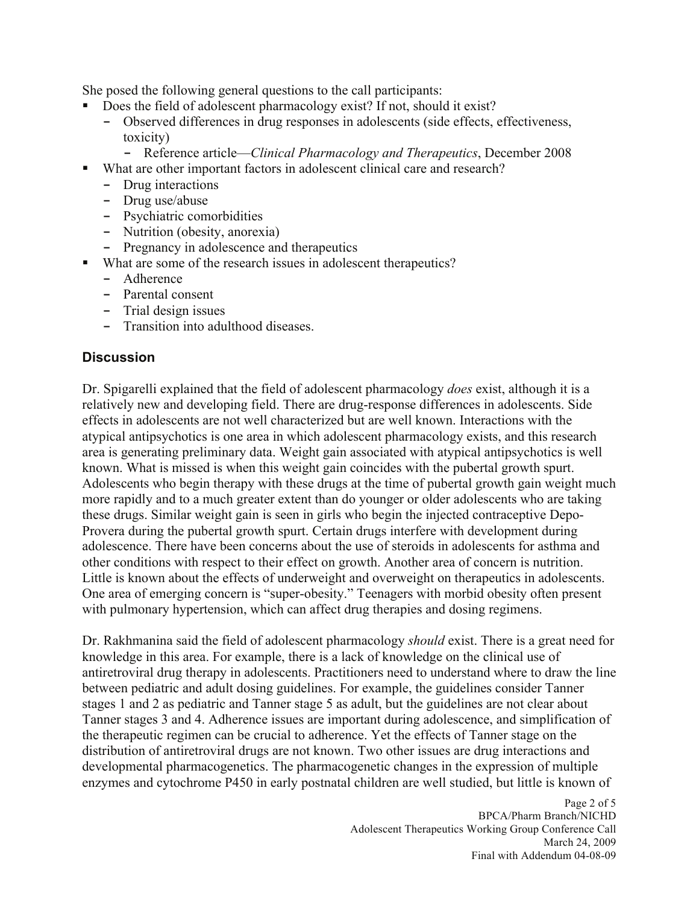She posed the following general questions to the call participants:

- Does the field of adolescent pharmacology exist? If not, should it exist?
  - Observed differences in drug responses in adolescents (side effects, effectiveness, toxicity)
    - Reference article—*Clinical Pharmacology and Therapeutics*, December 2008
- What are other important factors in adolescent clinical care and research?
  - Drug interactions
  - Drug use/abuse
  - Psychiatric comorbidities
  - Nutrition (obesity, anorexia)
  - Pregnancy in adolescence and therapeutics
- What are some of the research issues in adolescent therapeutics?
  - Adherence
  - Parental consent
  - Trial design issues
  - Transition into adulthood diseases.

## Discussion

Dr. Spigarelli explained that the field of adolescent pharmacology *does* exist, although it is a relatively new and developing field. There are drug-response differences in adolescents. Side effects in adolescents are not well characterized but are well known. Interactions with the atypical antipsychotics is one area in which adolescent pharmacology exists, and this research area is generating preliminary data. Weight gain associated with atypical antipsychotics is well known. What is missed is when this weight gain coincides with the pubertal growth spurt. Adolescents who begin therapy with these drugs at the time of pubertal growth gain weight much more rapidly and to a much greater extent than do younger or older adolescents who are taking these drugs. Similar weight gain is seen in girls who begin the injected contraceptive Depo-Provera during the pubertal growth spurt. Certain drugs interfere with development during adolescence. There have been concerns about the use of steroids in adolescents for asthma and other conditions with respect to their effect on growth. Another area of concern is nutrition. Little is known about the effects of underweight and overweight on therapeutics in adolescents. One area of emerging concern is "super-obesity." Teenagers with morbid obesity often present with pulmonary hypertension, which can affect drug therapies and dosing regimens.

Dr. Rakhmanina said the field of adolescent pharmacology *should* exist. There is a great need for knowledge in this area. For example, there is a lack of knowledge on the clinical use of antiretroviral drug therapy in adolescents. Practitioners need to understand where to draw the line between pediatric and adult dosing guidelines. For example, the guidelines consider Tanner stages 1 and 2 as pediatric and Tanner stage 5 as adult, but the guidelines are not clear about Tanner stages 3 and 4. Adherence issues are important during adolescence, and simplification of the therapeutic regimen can be crucial to adherence. Yet the effects of Tanner stage on the distribution of antiretroviral drugs are not known. Two other issues are drug interactions and developmental pharmacogenetics. The pharmacogenetic changes in the expression of multiple enzymes and cytochrome P450 in early postnatal children are well studied, but little is known of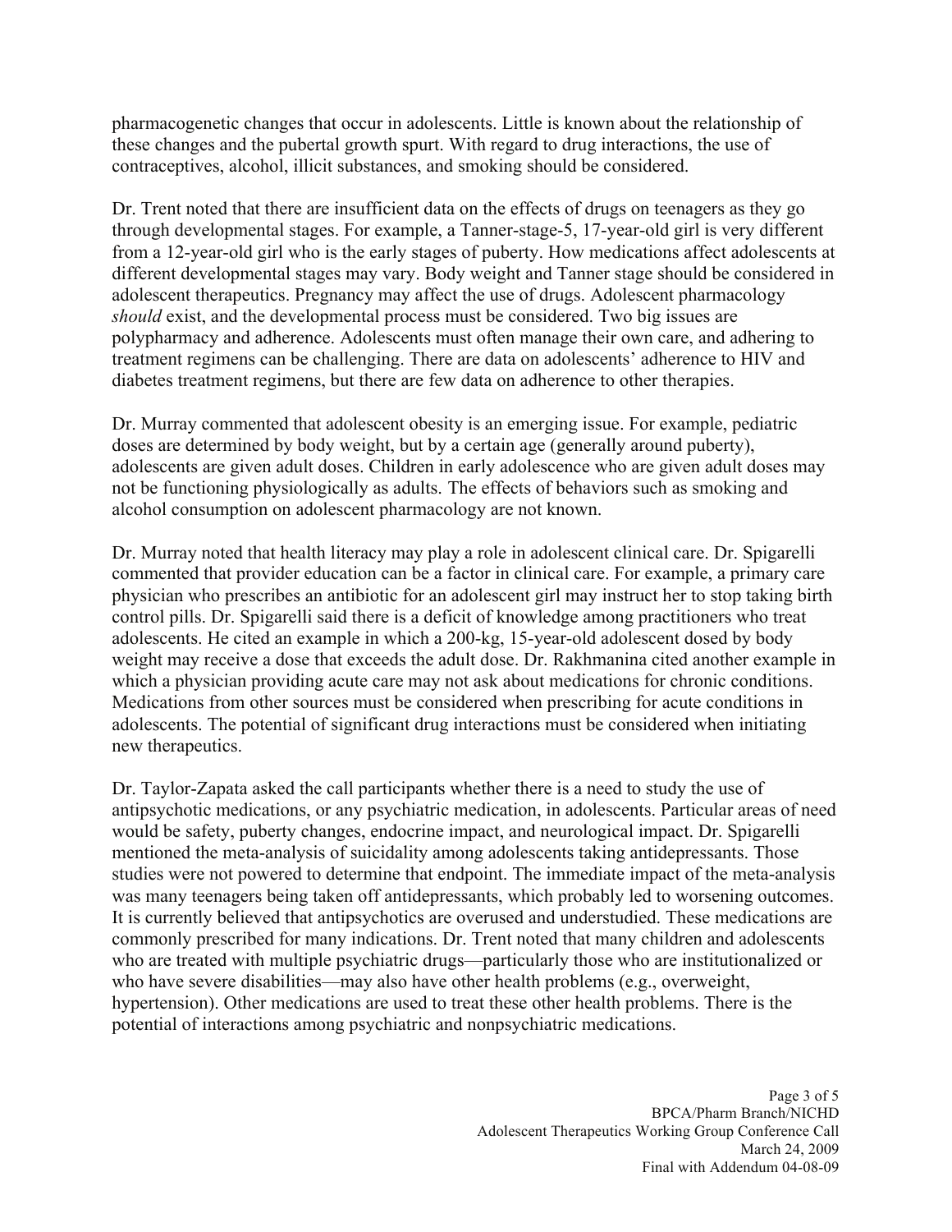pharmacogenetic changes that occur in adolescents. Little is known about the relationship of these changes and the pubertal growth spurt. With regard to drug interactions, the use of contraceptives, alcohol, illicit substances, and smoking should be considered.

Dr. Trent noted that there are insufficient data on the effects of drugs on teenagers as they go through developmental stages. For example, a Tanner-stage-5, 17-year-old girl is very different from a 12-year-old girl who is the early stages of puberty. How medications affect adolescents at different developmental stages may vary. Body weight and Tanner stage should be considered in adolescent therapeutics. Pregnancy may affect the use of drugs. Adolescent pharmacology *should* exist, and the developmental process must be considered. Two big issues are polypharmacy and adherence. Adolescents must often manage their own care, and adhering to treatment regimens can be challenging. There are data on adolescents' adherence to HIV and diabetes treatment regimens, but there are few data on adherence to other therapies.

Dr. Murray commented that adolescent obesity is an emerging issue. For example, pediatric doses are determined by body weight, but by a certain age (generally around puberty), adolescents are given adult doses. Children in early adolescence who are given adult doses may not be functioning physiologically as adults. The effects of behaviors such as smoking and alcohol consumption on adolescent pharmacology are not known.

Dr. Murray noted that health literacy may play a role in adolescent clinical care. Dr. Spigarelli commented that provider education can be a factor in clinical care. For example, a primary care physician who prescribes an antibiotic for an adolescent girl may instruct her to stop taking birth control pills. Dr. Spigarelli said there is a deficit of knowledge among practitioners who treat adolescents. He cited an example in which a 200-kg, 15-year-old adolescent dosed by body weight may receive a dose that exceeds the adult dose. Dr. Rakhmanina cited another example in which a physician providing acute care may not ask about medications for chronic conditions. Medications from other sources must be considered when prescribing for acute conditions in adolescents. The potential of significant drug interactions must be considered when initiating new therapeutics.

Dr. Taylor-Zapata asked the call participants whether there is a need to study the use of antipsychotic medications, or any psychiatric medication, in adolescents. Particular areas of need would be safety, puberty changes, endocrine impact, and neurological impact. Dr. Spigarelli mentioned the meta-analysis of suicidality among adolescents taking antidepressants. Those studies were not powered to determine that endpoint. The immediate impact of the meta-analysis was many teenagers being taken off antidepressants, which probably led to worsening outcomes. It is currently believed that antipsychotics are overused and understudied. These medications are commonly prescribed for many indications. Dr. Trent noted that many children and adolescents who are treated with multiple psychiatric drugs—particularly those who are institutionalized or who have severe disabilities—may also have other health problems (e.g., overweight, hypertension). Other medications are used to treat these other health problems. There is the potential of interactions among psychiatric and nonpsychiatric medications.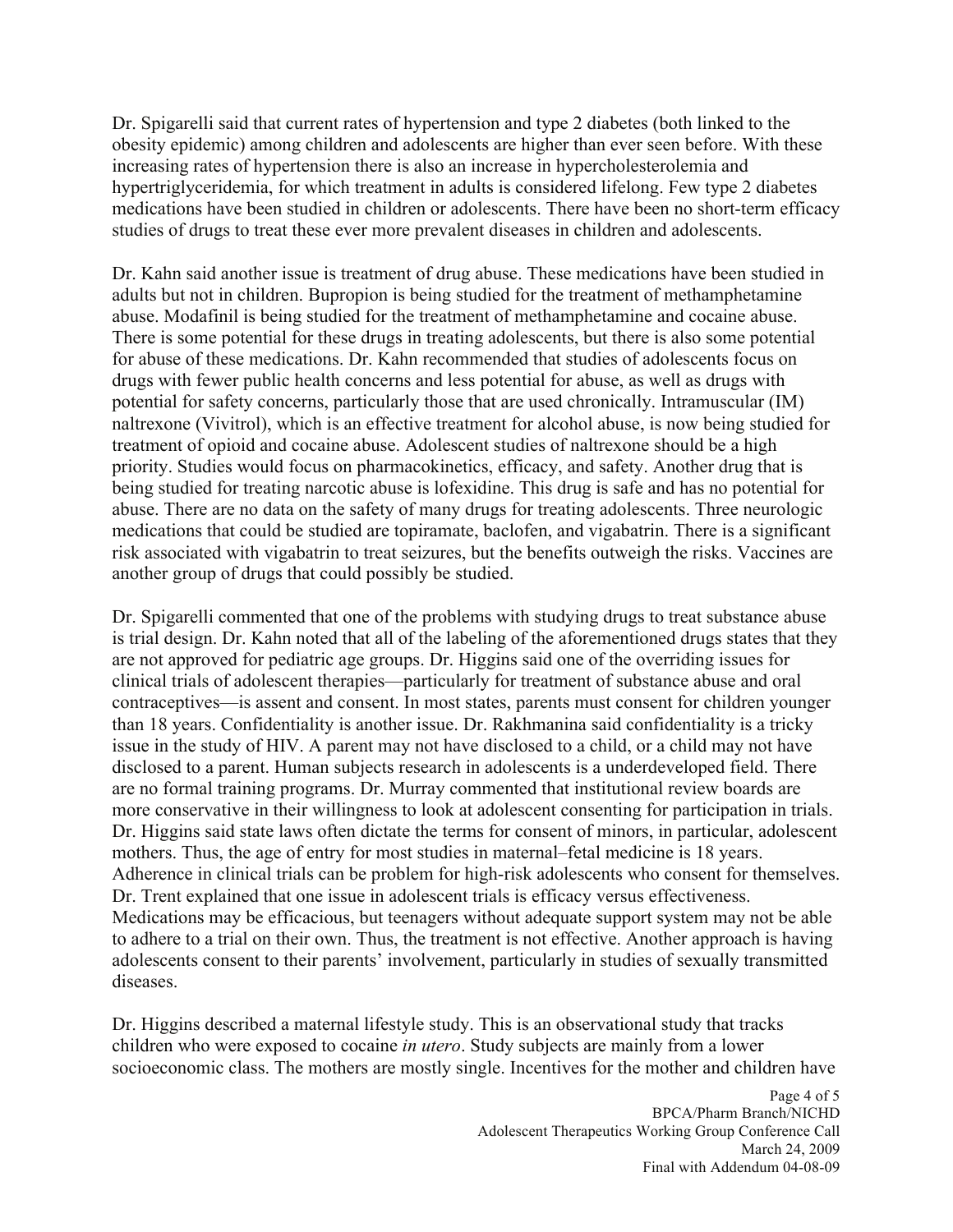Dr. Spigarelli said that current rates of hypertension and type 2 diabetes (both linked to the obesity epidemic) among children and adolescents are higher than ever seen before. With these increasing rates of hypertension there is also an increase in hypercholesterolemia and hypertriglyceridemia, for which treatment in adults is considered lifelong. Few type 2 diabetes medications have been studied in children or adolescents. There have been no short-term efficacy studies of drugs to treat these ever more prevalent diseases in children and adolescents.

Dr. Kahn said another issue is treatment of drug abuse. These medications have been studied in adults but not in children. Bupropion is being studied for the treatment of methamphetamine abuse. Modafinil is being studied for the treatment of methamphetamine and cocaine abuse. There is some potential for these drugs in treating adolescents, but there is also some potential for abuse of these medications. Dr. Kahn recommended that studies of adolescents focus on drugs with fewer public health concerns and less potential for abuse, as well as drugs with potential for safety concerns, particularly those that are used chronically. Intramuscular (IM) naltrexone (Vivitrol), which is an effective treatment for alcohol abuse, is now being studied for treatment of opioid and cocaine abuse. Adolescent studies of naltrexone should be a high priority. Studies would focus on pharmacokinetics, efficacy, and safety. Another drug that is being studied for treating narcotic abuse is lofexidine. This drug is safe and has no potential for abuse. There are no data on the safety of many drugs for treating adolescents. Three neurologic medications that could be studied are topiramate, baclofen, and vigabatrin. There is a significant risk associated with vigabatrin to treat seizures, but the benefits outweigh the risks. Vaccines are another group of drugs that could possibly be studied.

Dr. Spigarelli commented that one of the problems with studying drugs to treat substance abuse is trial design. Dr. Kahn noted that all of the labeling of the aforementioned drugs states that they are not approved for pediatric age groups. Dr. Higgins said one of the overriding issues for clinical trials of adolescent therapies—particularly for treatment of substance abuse and oral contraceptives—is assent and consent. In most states, parents must consent for children younger than 18 years. Confidentiality is another issue. Dr. Rakhmanina said confidentiality is a tricky issue in the study of HIV. A parent may not have disclosed to a child, or a child may not have disclosed to a parent. Human subjects research in adolescents is a underdeveloped field. There are no formal training programs. Dr. Murray commented that institutional review boards are more conservative in their willingness to look at adolescent consenting for participation in trials. Dr. Higgins said state laws often dictate the terms for consent of minors, in particular, adolescent mothers. Thus, the age of entry for most studies in maternal–fetal medicine is 18 years. Adherence in clinical trials can be problem for high-risk adolescents who consent for themselves. Dr. Trent explained that one issue in adolescent trials is efficacy versus effectiveness. Medications may be efficacious, but teenagers without adequate support system may not be able to adhere to a trial on their own. Thus, the treatment is not effective. Another approach is having adolescents consent to their parents' involvement, particularly in studies of sexually transmitted diseases.

Dr. Higgins described a maternal lifestyle study. This is an observational study that tracks children who were exposed to cocaine *in utero*. Study subjects are mainly from a lower socioeconomic class. The mothers are mostly single. Incentives for the mother and children have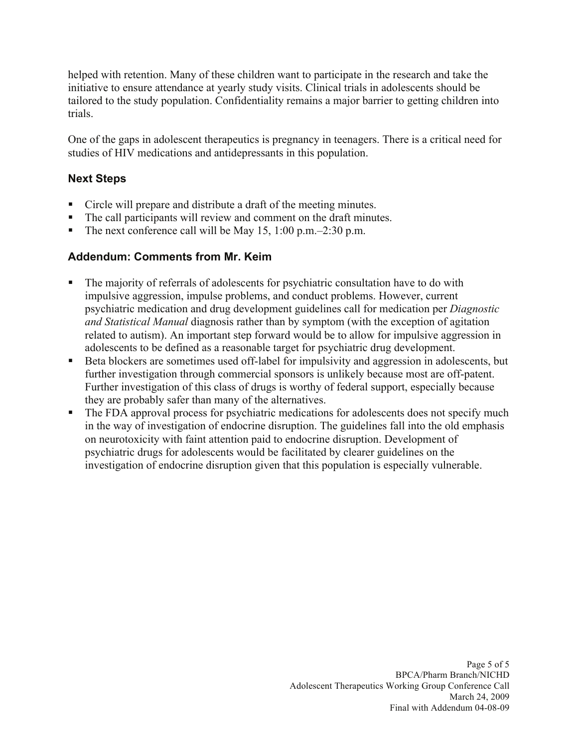helped with retention. Many of these children want to participate in the research and take the initiative to ensure attendance at yearly study visits. Clinical trials in adolescents should be tailored to the study population. Confidentiality remains a major barrier to getting children into trials.

One of the gaps in adolescent therapeutics is pregnancy in teenagers. There is a critical need for studies of HIV medications and antidepressants in this population.

### Next Steps

- Circle will prepare and distribute a draft of the meeting minutes.
- The call participants will review and comment on the draft minutes.
- The next conference call will be May 15, 1:00 p.m.–2:30 p.m.

### Addendum: Comments from Mr. Keim

- The majority of referrals of adolescents for psychiatric consultation have to do with impulsive aggression, impulse problems, and conduct problems. However, current psychiatric medication and drug development guidelines call for medication per *Diagnostic and Statistical Manual* diagnosis rather than by symptom (with the exception of agitation related to autism). An important step forward would be to allow for impulsive aggression in adolescents to be defined as a reasonable target for psychiatric drug development.
- Beta blockers are sometimes used off-label for impulsivity and aggression in adolescents, but further investigation through commercial sponsors is unlikely because most are off-patent. Further investigation of this class of drugs is worthy of federal support, especially because they are probably safer than many of the alternatives.
- The FDA approval process for psychiatric medications for adolescents does not specify much in the way of investigation of endocrine disruption. The guidelines fall into the old emphasis on neurotoxicity with faint attention paid to endocrine disruption. Development of psychiatric drugs for adolescents would be facilitated by clearer guidelines on the investigation of endocrine disruption given that this population is especially vulnerable.